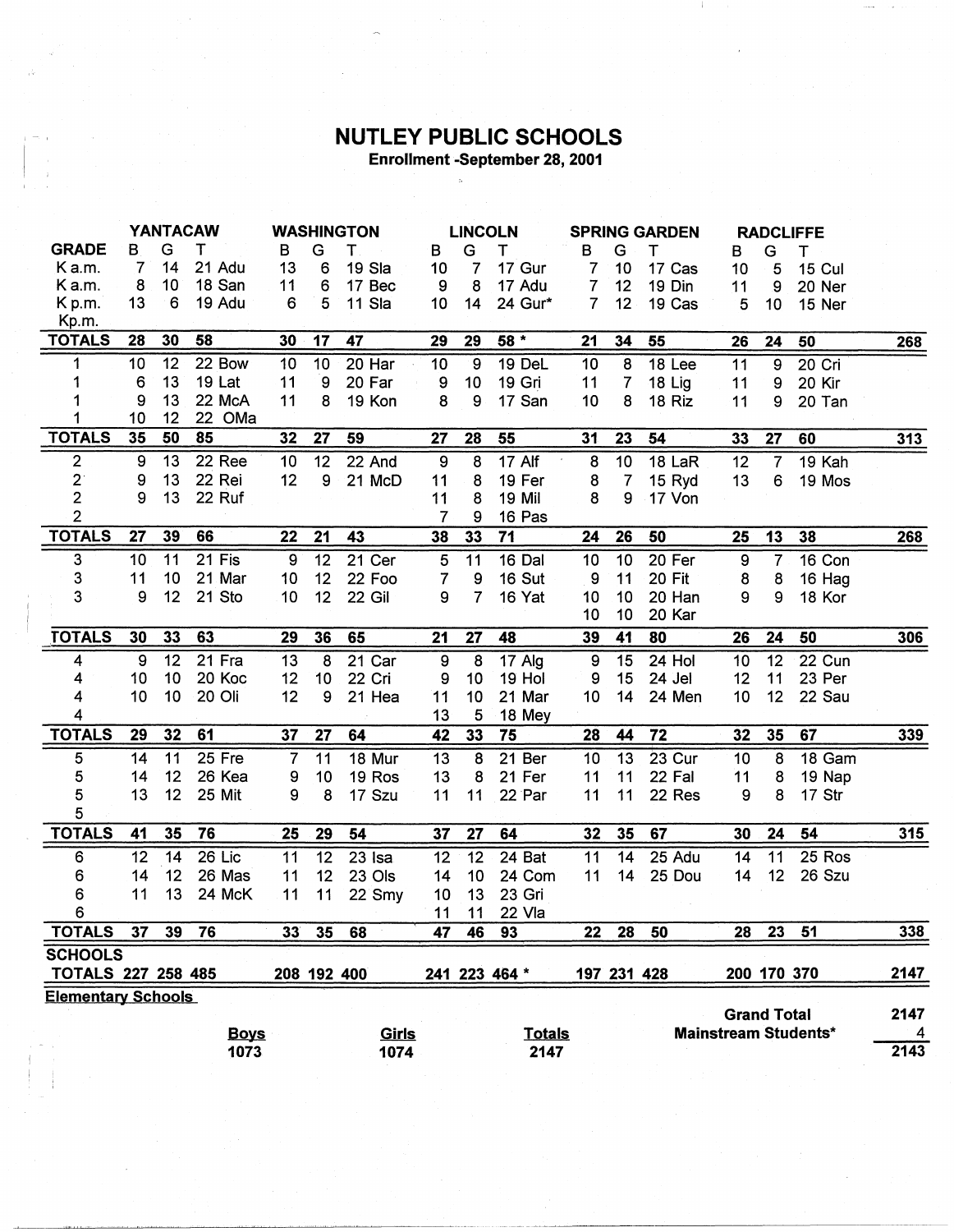# NUTLEY PUBLIC SCHOOLS

**Enrollment -September 28, 2001**

| GRADE | YANTACAW B | G | T | | WASHINGTON B | G | T | | LINCOLN B | G | T | | SPRING GARDEN B | G | T | | RADCLIFFE B | G | T | | |
|---|---|---|---|---|---|---|---|---|---|---|---|---|---|---|---|---|---|---|---|---|---|
| K a.m. | 7 | 14 | 21 | Adu | 13 | 6 | 19 | Sla | 10 | 7 | 17 | Gur | 7 | 10 | 17 | Cas | 10 | 5 | 15 | Cul | |
| K a.m. | 8 | 10 | 18 | San | 11 | 6 | 17 | Bec | 9 | 8 | 17 | Adu | 7 | 12 | 19 | Din | 11 | 9 | 20 | Ner | |
| K p.m. | 13 | 6 | 19 | Adu | 6 | 5 | 11 | Sla | 10 | 14 | 24 | Gur* | 7 | 12 | 19 | Cas | 5 | 10 | 15 | Ner | |
| Kp.m. | | | | | | | | | | | | | | | | | | | | | |
| **TOTALS** | **28** | **30** | **58** | | **30** | **17** | **47** | | **29** | **29** | **58 *** | | **21** | **34** | **55** | | **26** | **24** | **50** | | **268** |
| 1 | 10 | 12 | 22 | Bow | 10 | 10 | 20 | Har | 10 | 9 | 19 | DeL | 10 | 8 | 18 | Lee | 11 | 9 | 20 | Cri | |
| 1 | 6 | 13 | 19 | Lat | 11 | 9 | 20 | Far | 9 | 10 | 19 | Gri | 11 | 7 | 18 | Lig | 11 | 9 | 20 | Kir | |
| 1 | 9 | 13 | 22 | McA | 11 | 8 | 19 | Kon | 8 | 9 | 17 | San | 10 | 8 | 18 | Riz | 11 | 9 | 20 | Tan | |
| 1 | 10 | 12 | 22 | OMa | | | | | | | | | | | | | | | | | |
| **TOTALS** | **35** | **50** | **85** | | **32** | **27** | **59** | | **27** | **28** | **55** | | **31** | **23** | **54** | | **33** | **27** | **60** | | **313** |
| 2 | 9 | 13 | 22 | Ree | 10 | 12 | 22 | And | 9 | 8 | 17 | Alf | 8 | 10 | 18 | LaR | 12 | 7 | 19 | Kah | |
| 2 | 9 | 13 | 22 | Rei | 12 | 9 | 21 | McD | 11 | 8 | 19 | Fer | 8 | 7 | 15 | Ryd | 13 | 6 | 19 | Mos | |
| 2 | 9 | 13 | 22 | Ruf | | | | | 11 | 8 | 19 | Mil | 8 | 9 | 17 | Von | | | | | |
| 2 | | | | | | | | | 7 | 9 | 16 | Pas | | | | | | | | | |
| **TOTALS** | **27** | **39** | **66** | | **22** | **21** | **43** | | **38** | **33** | **71** | | **24** | **26** | **50** | | **25** | **13** | **38** | | **268** |
| 3 | 10 | 11 | 21 | Fis | 9 | 12 | 21 | Cer | 5 | 11 | 16 | Dal | 10 | 10 | 20 | Fer | 9 | 7 | 16 | Con | |
| 3 | 11 | 10 | 21 | Mar | 10 | 12 | 22 | Foo | 7 | 9 | 16 | Sut | 9 | 11 | 20 | Fit | 8 | 8 | 16 | Hag | |
| 3 | 9 | 12 | 21 | Sto | 10 | 12 | 22 | Gil | 9 | 7 | 16 | Yat | 10 | 10 | 20 | Han | 9 | 9 | 18 | Kor | |
| | | | | | | | | | | | | | 10 | 10 | 20 | Kar | | | | | |
| **TOTALS** | **30** | **33** | **63** | | **29** | **36** | **65** | | **21** | **27** | **48** | | **39** | **41** | **80** | | **26** | **24** | **50** | | **306** |
| 4 | 9 | 12 | 21 | Fra | 13 | 8 | 21 | Car | 9 | 8 | 17 | Alg | 9 | 15 | 24 | Hol | 10 | 12 | 22 | Cun | |
| 4 | 10 | 10 | 20 | Koc | 12 | 10 | 22 | Cri | 9 | 10 | 19 | Hol | 9 | 15 | 24 | Jel | 12 | 11 | 23 | Per | |
| 4 | 10 | 10 | 20 | Oli | 12 | 9 | 21 | Hea | 11 | 10 | 21 | Mar | 10 | 14 | 24 | Men | 10 | 12 | 22 | Sau | |
| 4 | | | | | | | | | 13 | 5 | 18 | Mey | | | | | | | | | |
| **TOTALS** | **29** | **32** | **61** | | **37** | **27** | **64** | | **42** | **33** | **75** | | **28** | **44** | **72** | | **32** | **35** | **67** | | **339** |
| 5 | 14 | 11 | 25 | Fre | 7 | 11 | 18 | Mur | 13 | 8 | 21 | Ber | 10 | 13 | 23 | Cur | 10 | 8 | 18 | Gam | |
| 5 | 14 | 12 | 26 | Kea | 9 | 10 | 19 | Ros | 13 | 8 | 21 | Fer | 11 | 11 | 22 | Fal | 11 | 8 | 19 | Nap | |
| 5 | 13 | 12 | 25 | Mit | 9 | 8 | 17 | Szu | 11 | 11 | 22 | Par | 11 | 11 | 22 | Res | 9 | 8 | 17 | Str | |
| 5 | | | | | | | | | | | | | | | | | | | | | |
| **TOTALS** | **41** | **35** | **76** | | **25** | **29** | **54** | | **37** | **27** | **64** | | **32** | **35** | **67** | | **30** | **24** | **54** | | **315** |
| 6 | 12 | 14 | 26 | Lic | 11 | 12 | 23 | Isa | 12 | 12 | 24 | Bat | 11 | 14 | 25 | Adu | 14 | 11 | 25 | Ros | |
| 6 | 14 | 12 | 26 | Mas | 11 | 12 | 23 | Ols | 14 | 10 | 24 | Com | 11 | 14 | 25 | Dou | 14 | 12 | 26 | Szu | |
| 6 | 11 | 13 | 24 | McK | 11 | 11 | 22 | Smy | 10 | 13 | 23 | Gri | | | | | | | | | |
| 6 | | | | | | | | | 11 | 11 | 22 | Vla | | | | | | | | | |
| **TOTALS** | **37** | **39** | **76** | | **33** | **35** | **68** | | **47** | **46** | **93** | | **22** | **28** | **50** | | **28** | **23** | **51** | | **338** |
| **SCHOOLS TOTALS** | **227** | **258** | **485** | | **208** | **192** | **400** | | **241** | **223** | **464 *** | | **197** | **231** | **428** | | **200** | **170** | **370** | | **2147** |

**Elementary Schools**

| Boys | Girls | Totals |
|---|---|---|
| 1073 | 1074 | 2147 |

| | |
|---|---|
| **Grand Total** | **2147** |
| **Mainstream Students*** | **4** |
| | **2143** |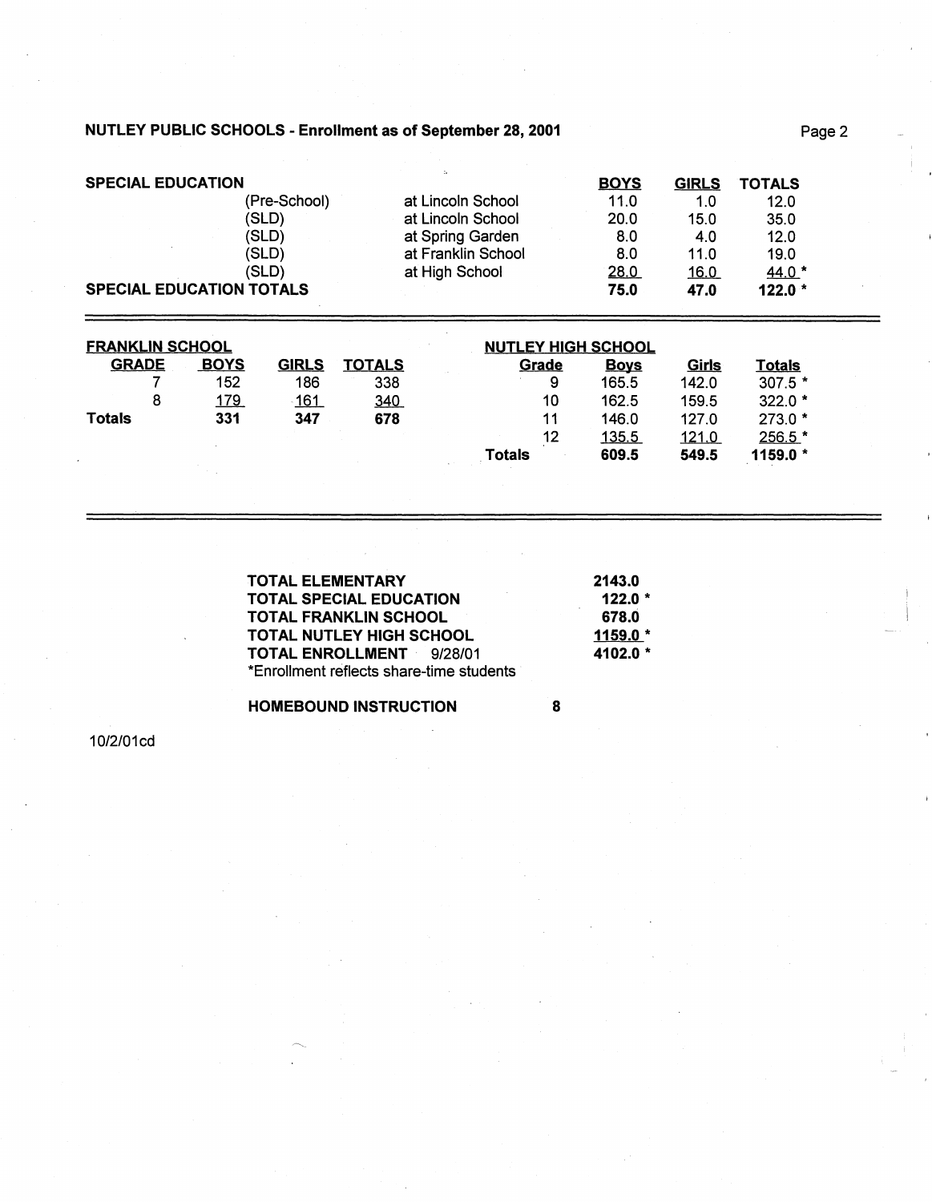## NUTLEY PUBLIC SCHOOLS - Enrollment as of September 28, 2001

| SPECIAL EDUCATION | | | BOYS | GIRLS | TOTALS |
|---|---|---|---|---|---|
| | (Pre-School) | at Lincoln School | 11.0 | 1.0 | 12.0 |
| | (SLD) | at Lincoln School | 20.0 | 15.0 | 35.0 |
| | (SLD) | at Spring Garden | 8.0 | 4.0 | 12.0 |
| | (SLD) | at Franklin School | 8.0 | 11.0 | 19.0 |
| | (SLD) | at High School | 28.0 | 16.0 | 44.0 * |
| **SPECIAL EDUCATION TOTALS** | | | **75.0** | **47.0** | **122.0 *** |

**FRANKLIN SCHOOL**

| GRADE | BOYS | GIRLS | TOTALS |
|---|---|---|---|
| 7 | 152 | 186 | 338 |
| 8 | 179 | 161 | 340 |
| **Totals** | **331** | **347** | **678** |

**NUTLEY HIGH SCHOOL**

| Grade | Boys | Girls | Totals |
|---|---|---|---|
| 9 | 165.5 | 142.0 | 307.5 * |
| 10 | 162.5 | 159.5 | 322.0 * |
| 11 | 146.0 | 127.0 | 273.0 * |
| 12 | 135.5 | 121.0 | 256.5 * |
| **Totals** | **609.5** | **549.5** | **1159.0 *** |

| | |
|---|---|
| **TOTAL ELEMENTARY** | **2143.0** |
| **TOTAL SPECIAL EDUCATION** | **122.0 *** |
| **TOTAL FRANKLIN SCHOOL** | **678.0** |
| **TOTAL NUTLEY HIGH SCHOOL** | **1159.0 *** |
| **TOTAL ENROLLMENT** 9/28/01 | **4102.0 *** |

*Enrollment reflects share-time students

**HOMEBOUND INSTRUCTION** **8**

10/2/01cd